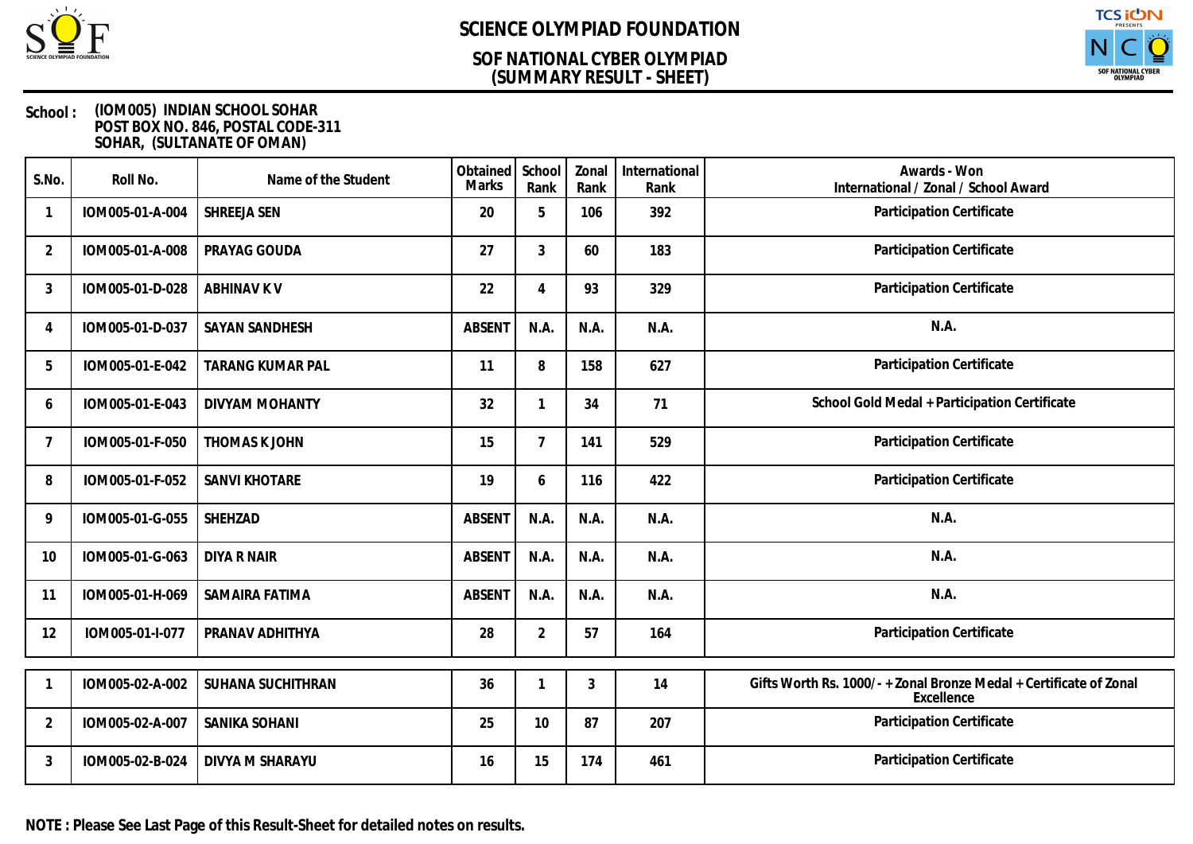# SCIENCE OLYMPIAD FOUNDATION

## SOF NATIONAL CYBER OLYMPIAD
## (SUMMARY RESULT - SHEET)

**School :** (IOM005) INDIAN SCHOOL SOHAR
POST BOX NO. 846, POSTAL CODE-311
SOHAR, (SULTANATE OF OMAN)

| S.No. | Roll No. | Name of the Student | Obtained Marks | School Rank | Zonal Rank | International Rank | Awards - Won International / Zonal / School Award |
|---|---|---|---|---|---|---|---|
| 1 | IOM005-01-A-004 | SHREEJA SEN | 20 | 5 | 106 | 392 | Participation Certificate |
| 2 | IOM005-01-A-008 | PRAYAG GOUDA | 27 | 3 | 60 | 183 | Participation Certificate |
| 3 | IOM005-01-D-028 | ABHINAV K V | 22 | 4 | 93 | 329 | Participation Certificate |
| 4 | IOM005-01-D-037 | SAYAN SANDHESH | ABSENT | N.A. | N.A. | N.A. | N.A. |
| 5 | IOM005-01-E-042 | TARANG KUMAR PAL | 11 | 8 | 158 | 627 | Participation Certificate |
| 6 | IOM005-01-E-043 | DIVYAM MOHANTY | 32 | 1 | 34 | 71 | School Gold Medal + Participation Certificate |
| 7 | IOM005-01-F-050 | THOMAS K JOHN | 15 | 7 | 141 | 529 | Participation Certificate |
| 8 | IOM005-01-F-052 | SANVI KHOTARE | 19 | 6 | 116 | 422 | Participation Certificate |
| 9 | IOM005-01-G-055 | SHEHZAD | ABSENT | N.A. | N.A. | N.A. | N.A. |
| 10 | IOM005-01-G-063 | DIYA R NAIR | ABSENT | N.A. | N.A. | N.A. | N.A. |
| 11 | IOM005-01-H-069 | SAMAIRA FATIMA | ABSENT | N.A. | N.A. | N.A. | N.A. |
| 12 | IOM005-01-I-077 | PRANAV ADHITHYA | 28 | 2 | 57 | 164 | Participation Certificate |
| 1 | IOM005-02-A-002 | SUHANA SUCHITHRAN | 36 | 1 | 3 | 14 | Gifts Worth Rs. 1000/- + Zonal Bronze Medal + Certificate of Zonal Excellence |
| 2 | IOM005-02-A-007 | SANIKA SOHANI | 25 | 10 | 87 | 207 | Participation Certificate |
| 3 | IOM005-02-B-024 | DIVYA M SHARAYU | 16 | 15 | 174 | 461 | Participation Certificate |

**NOTE : Please See Last Page of this Result-Sheet for detailed notes on results.**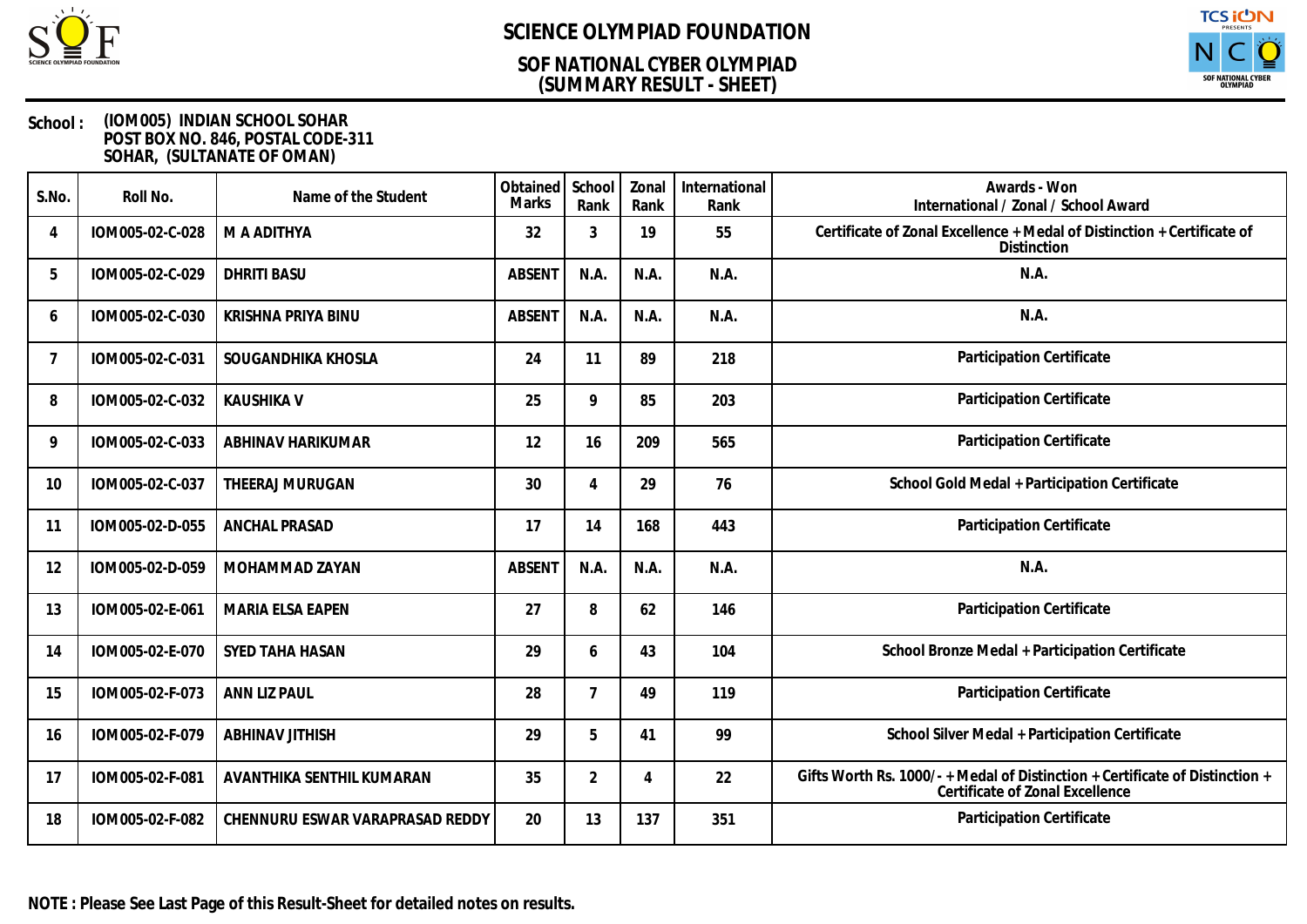# SCIENCE OLYMPIAD FOUNDATION

## SOF NATIONAL CYBER OLYMPIAD
## (SUMMARY RESULT - SHEET)

**School :** (IOM005) INDIAN SCHOOL SOHAR
POST BOX NO. 846, POSTAL CODE-311
SOHAR, (SULTANATE OF OMAN)

| S.No. | Roll No. | Name of the Student | Obtained Marks | School Rank | Zonal Rank | International Rank | Awards - Won International / Zonal / School Award |
|---|---|---|---|---|---|---|---|
| 4 | IOM005-02-C-028 | M A ADITHYA | 32 | 3 | 19 | 55 | Certificate of Zonal Excellence + Medal of Distinction + Certificate of Distinction |
| 5 | IOM005-02-C-029 | DHRITI BASU | ABSENT | N.A. | N.A. | N.A. | N.A. |
| 6 | IOM005-02-C-030 | KRISHNA PRIYA BINU | ABSENT | N.A. | N.A. | N.A. | N.A. |
| 7 | IOM005-02-C-031 | SOUGANDHIKA KHOSLA | 24 | 11 | 89 | 218 | Participation Certificate |
| 8 | IOM005-02-C-032 | KAUSHIKA V | 25 | 9 | 85 | 203 | Participation Certificate |
| 9 | IOM005-02-C-033 | ABHINAV HARIKUMAR | 12 | 16 | 209 | 565 | Participation Certificate |
| 10 | IOM005-02-C-037 | THEERAJ MURUGAN | 30 | 4 | 29 | 76 | School Gold Medal + Participation Certificate |
| 11 | IOM005-02-D-055 | ANCHAL PRASAD | 17 | 14 | 168 | 443 | Participation Certificate |
| 12 | IOM005-02-D-059 | MOHAMMAD ZAYAN | ABSENT | N.A. | N.A. | N.A. | N.A. |
| 13 | IOM005-02-E-061 | MARIA ELSA EAPEN | 27 | 8 | 62 | 146 | Participation Certificate |
| 14 | IOM005-02-E-070 | SYED TAHA HASAN | 29 | 6 | 43 | 104 | School Bronze Medal + Participation Certificate |
| 15 | IOM005-02-F-073 | ANN LIZ PAUL | 28 | 7 | 49 | 119 | Participation Certificate |
| 16 | IOM005-02-F-079 | ABHINAV JITHISH | 29 | 5 | 41 | 99 | School Silver Medal + Participation Certificate |
| 17 | IOM005-02-F-081 | AVANTHIKA SENTHIL KUMARAN | 35 | 2 | 4 | 22 | Gifts Worth Rs. 1000/- + Medal of Distinction + Certificate of Distinction + Certificate of Zonal Excellence |
| 18 | IOM005-02-F-082 | CHENNURU ESWAR VARAPRASAD REDDY | 20 | 13 | 137 | 351 | Participation Certificate |

**NOTE : Please See Last Page of this Result-Sheet for detailed notes on results.**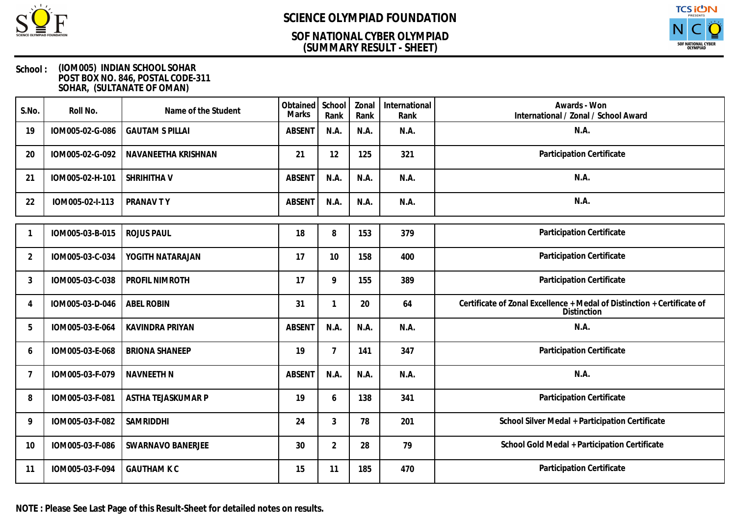# SCIENCE OLYMPIAD FOUNDATION

## SOF NATIONAL CYBER OLYMPIAD
## (SUMMARY RESULT - SHEET)

**School :** (IOM005) INDIAN SCHOOL SOHAR
POST BOX NO. 846, POSTAL CODE-311
SOHAR, (SULTANATE OF OMAN)

| S.No. | Roll No. | Name of the Student | Obtained Marks | School Rank | Zonal Rank | International Rank | Awards - Won International / Zonal / School Award |
|---|---|---|---|---|---|---|---|
| 19 | IOM005-02-G-086 | GAUTAM S PILLAI | ABSENT | N.A. | N.A. | N.A. | N.A. |
| 20 | IOM005-02-G-092 | NAVANEETHA KRISHNAN | 21 | 12 | 125 | 321 | Participation Certificate |
| 21 | IOM005-02-H-101 | SHRIHITHA V | ABSENT | N.A. | N.A. | N.A. | N.A. |
| 22 | IOM005-02-I-113 | PRANAV T Y | ABSENT | N.A. | N.A. | N.A. | N.A. |

| S.No. | Roll No. | Name of the Student | Obtained Marks | School Rank | Zonal Rank | International Rank | Awards - Won International / Zonal / School Award |
|---|---|---|---|---|---|---|---|
| 1 | IOM005-03-B-015 | ROJUS PAUL | 18 | 8 | 153 | 379 | Participation Certificate |
| 2 | IOM005-03-C-034 | YOGITH NATARAJAN | 17 | 10 | 158 | 400 | Participation Certificate |
| 3 | IOM005-03-C-038 | PROFIL NIMROTH | 17 | 9 | 155 | 389 | Participation Certificate |
| 4 | IOM005-03-D-046 | ABEL ROBIN | 31 | 1 | 20 | 64 | Certificate of Zonal Excellence + Medal of Distinction + Certificate of Distinction |
| 5 | IOM005-03-E-064 | KAVINDRA PRIYAN | ABSENT | N.A. | N.A. | N.A. | N.A. |
| 6 | IOM005-03-E-068 | BRIONA SHANEEP | 19 | 7 | 141 | 347 | Participation Certificate |
| 7 | IOM005-03-F-079 | NAVNEETH N | ABSENT | N.A. | N.A. | N.A. | N.A. |
| 8 | IOM005-03-F-081 | ASTHA TEJASKUMAR P | 19 | 6 | 138 | 341 | Participation Certificate |
| 9 | IOM005-03-F-082 | SAMRIDDHI | 24 | 3 | 78 | 201 | School Silver Medal + Participation Certificate |
| 10 | IOM005-03-F-086 | SWARNAVO BANERJEE | 30 | 2 | 28 | 79 | School Gold Medal + Participation Certificate |
| 11 | IOM005-03-F-094 | GAUTHAM K C | 15 | 11 | 185 | 470 | Participation Certificate |

**NOTE : Please See Last Page of this Result-Sheet for detailed notes on results.**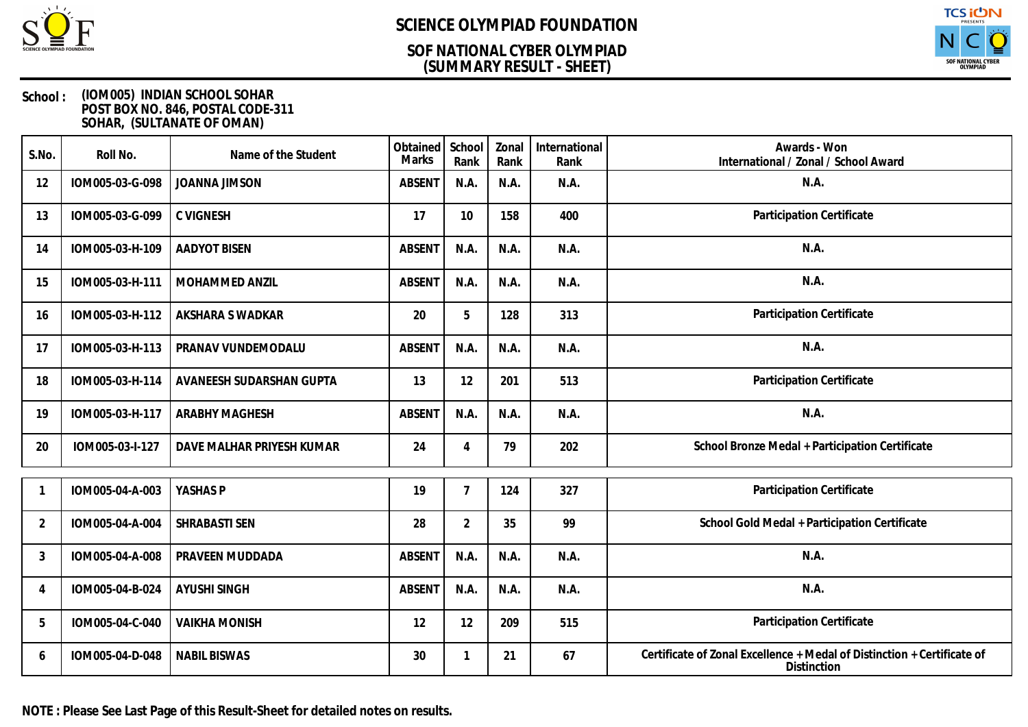# SCIENCE OLYMPIAD FOUNDATION

## SOF NATIONAL CYBER OLYMPIAD
## (SUMMARY RESULT - SHEET)

**School :** (IOM005) INDIAN SCHOOL SOHAR
POST BOX NO. 846, POSTAL CODE-311
SOHAR, (SULTANATE OF OMAN)

| S.No. | Roll No. | Name of the Student | Obtained Marks | School Rank | Zonal Rank | International Rank | Awards - Won International / Zonal / School Award |
|---|---|---|---|---|---|---|---|
| 12 | IOM005-03-G-098 | JOANNA JIMSON | ABSENT | N.A. | N.A. | N.A. | N.A. |
| 13 | IOM005-03-G-099 | C VIGNESH | 17 | 10 | 158 | 400 | Participation Certificate |
| 14 | IOM005-03-H-109 | AADYOT BISEN | ABSENT | N.A. | N.A. | N.A. | N.A. |
| 15 | IOM005-03-H-111 | MOHAMMED ANZIL | ABSENT | N.A. | N.A. | N.A. | N.A. |
| 16 | IOM005-03-H-112 | AKSHARA S WADKAR | 20 | 5 | 128 | 313 | Participation Certificate |
| 17 | IOM005-03-H-113 | PRANAV VUNDEMODALU | ABSENT | N.A. | N.A. | N.A. | N.A. |
| 18 | IOM005-03-H-114 | AVANEESH SUDARSHAN GUPTA | 13 | 12 | 201 | 513 | Participation Certificate |
| 19 | IOM005-03-H-117 | ARABHY MAGHESH | ABSENT | N.A. | N.A. | N.A. | N.A. |
| 20 | IOM005-03-I-127 | DAVE MALHAR PRIYESH KUMAR | 24 | 4 | 79 | 202 | School Bronze Medal + Participation Certificate |
| 1 | IOM005-04-A-003 | YASHAS P | 19 | 7 | 124 | 327 | Participation Certificate |
| 2 | IOM005-04-A-004 | SHRABASTI SEN | 28 | 2 | 35 | 99 | School Gold Medal + Participation Certificate |
| 3 | IOM005-04-A-008 | PRAVEEN MUDDADA | ABSENT | N.A. | N.A. | N.A. | N.A. |
| 4 | IOM005-04-B-024 | AYUSHI SINGH | ABSENT | N.A. | N.A. | N.A. | N.A. |
| 5 | IOM005-04-C-040 | VAIKHA MONISH | 12 | 12 | 209 | 515 | Participation Certificate |
| 6 | IOM005-04-D-048 | NABIL BISWAS | 30 | 1 | 21 | 67 | Certificate of Zonal Excellence + Medal of Distinction + Certificate of Distinction |

**NOTE : Please See Last Page of this Result-Sheet for detailed notes on results.**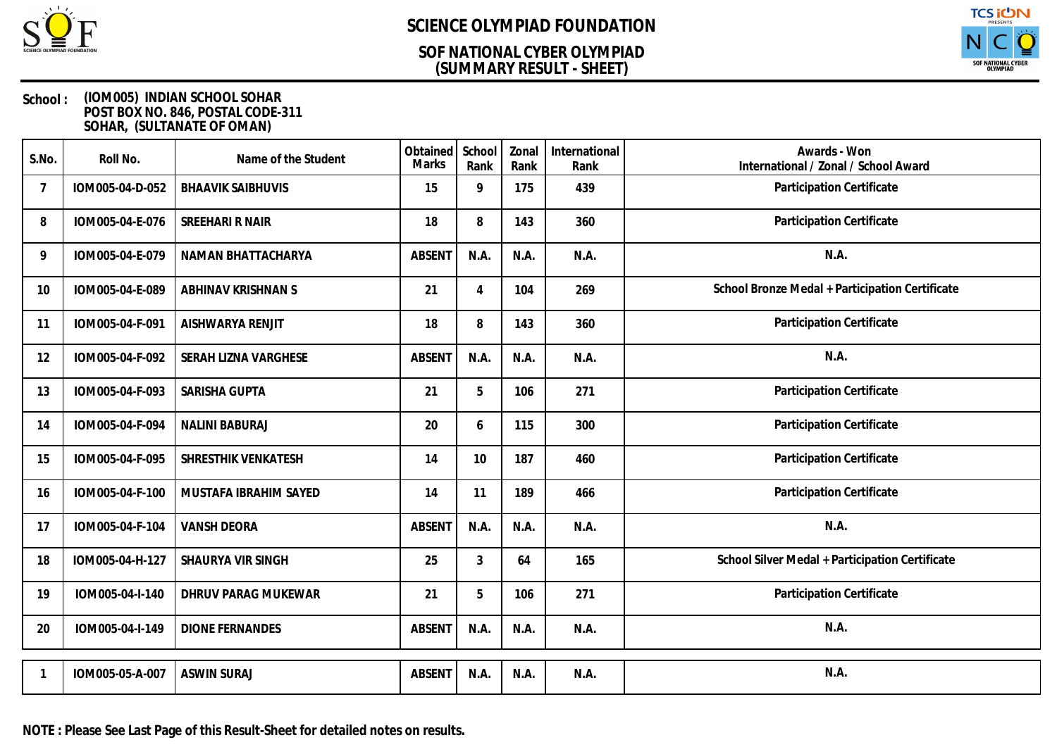# SCIENCE OLYMPIAD FOUNDATION

## SOF NATIONAL CYBER OLYMPIAD
## (SUMMARY RESULT - SHEET)

**School :** (IOM005) INDIAN SCHOOL SOHAR
POST BOX NO. 846, POSTAL CODE-311
SOHAR, (SULTANATE OF OMAN)

| S.No. | Roll No. | Name of the Student | Obtained Marks | School Rank | Zonal Rank | International Rank | Awards - Won International / Zonal / School Award |
|---|---|---|---|---|---|---|---|
| 7 | IOM005-04-D-052 | BHAAVIK SAIBHUVIS | 15 | 9 | 175 | 439 | Participation Certificate |
| 8 | IOM005-04-E-076 | SREEHARI R NAIR | 18 | 8 | 143 | 360 | Participation Certificate |
| 9 | IOM005-04-E-079 | NAMAN BHATTACHARYA | ABSENT | N.A. | N.A. | N.A. | N.A. |
| 10 | IOM005-04-E-089 | ABHINAV KRISHNAN S | 21 | 4 | 104 | 269 | School Bronze Medal + Participation Certificate |
| 11 | IOM005-04-F-091 | AISHWARYA RENJIT | 18 | 8 | 143 | 360 | Participation Certificate |
| 12 | IOM005-04-F-092 | SERAH LIZNA VARGHESE | ABSENT | N.A. | N.A. | N.A. | N.A. |
| 13 | IOM005-04-F-093 | SARISHA GUPTA | 21 | 5 | 106 | 271 | Participation Certificate |
| 14 | IOM005-04-F-094 | NALINI BABURAJ | 20 | 6 | 115 | 300 | Participation Certificate |
| 15 | IOM005-04-F-095 | SHRESTHIK VENKATESH | 14 | 10 | 187 | 460 | Participation Certificate |
| 16 | IOM005-04-F-100 | MUSTAFA IBRAHIM SAYED | 14 | 11 | 189 | 466 | Participation Certificate |
| 17 | IOM005-04-F-104 | VANSH DEORA | ABSENT | N.A. | N.A. | N.A. | N.A. |
| 18 | IOM005-04-H-127 | SHAURYA VIR SINGH | 25 | 3 | 64 | 165 | School Silver Medal + Participation Certificate |
| 19 | IOM005-04-I-140 | DHRUV PARAG MUKEWAR | 21 | 5 | 106 | 271 | Participation Certificate |
| 20 | IOM005-04-I-149 | DIONE FERNANDES | ABSENT | N.A. | N.A. | N.A. | N.A. |

| S.No. | Roll No. | Name of the Student | Obtained Marks | School Rank | Zonal Rank | International Rank | Awards - Won International / Zonal / School Award |
|---|---|---|---|---|---|---|---|
| 1 | IOM005-05-A-007 | ASWIN SURAJ | ABSENT | N.A. | N.A. | N.A. | N.A. |

**NOTE : Please See Last Page of this Result-Sheet for detailed notes on results.**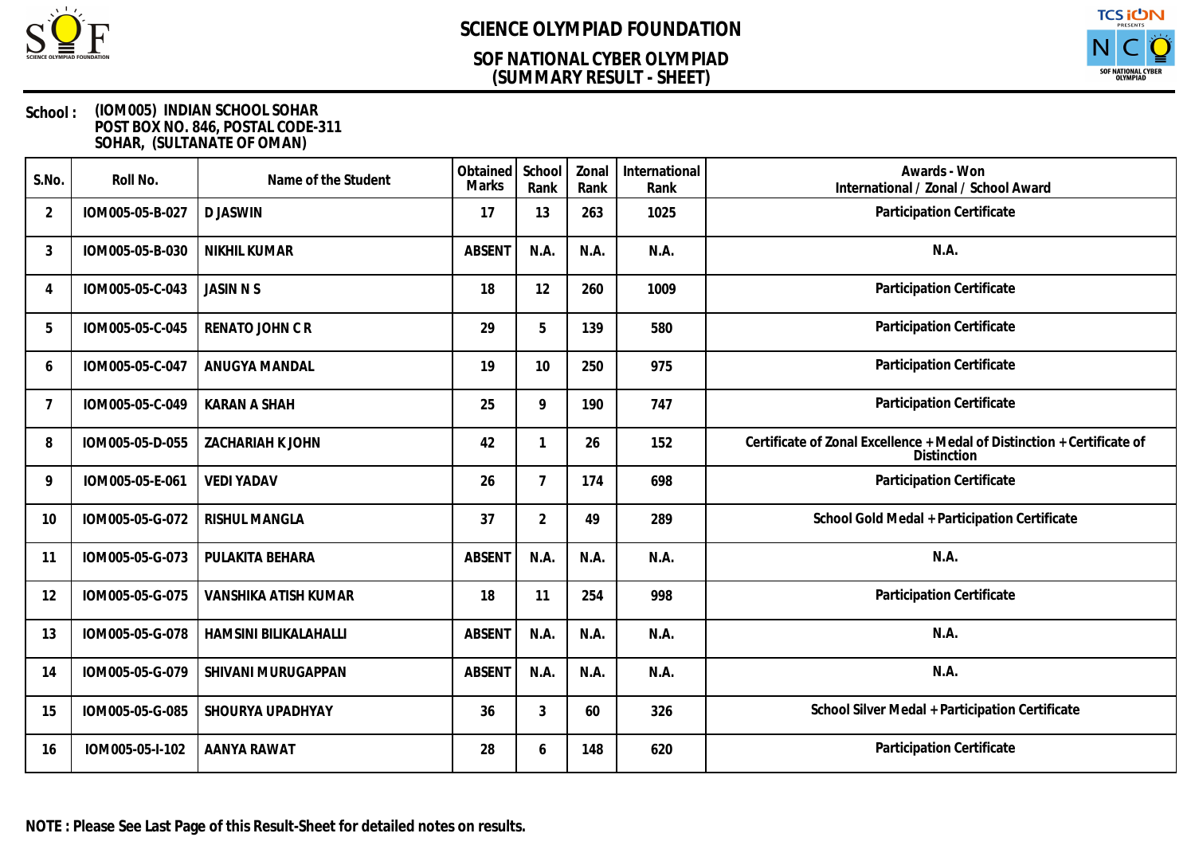# SCIENCE OLYMPIAD FOUNDATION

## SOF NATIONAL CYBER OLYMPIAD
## (SUMMARY RESULT - SHEET)

**School :** (IOM005) INDIAN SCHOOL SOHAR
POST BOX NO. 846, POSTAL CODE-311
SOHAR, (SULTANATE OF OMAN)

| S.No. | Roll No. | Name of the Student | Obtained Marks | School Rank | Zonal Rank | International Rank | Awards - Won International / Zonal / School Award |
|---|---|---|---|---|---|---|---|
| 2 | IOM005-05-B-027 | D JASWIN | 17 | 13 | 263 | 1025 | Participation Certificate |
| 3 | IOM005-05-B-030 | NIKHIL KUMAR | ABSENT | N.A. | N.A. | N.A. | N.A. |
| 4 | IOM005-05-C-043 | JASIN N S | 18 | 12 | 260 | 1009 | Participation Certificate |
| 5 | IOM005-05-C-045 | RENATO JOHN C R | 29 | 5 | 139 | 580 | Participation Certificate |
| 6 | IOM005-05-C-047 | ANUGYA MANDAL | 19 | 10 | 250 | 975 | Participation Certificate |
| 7 | IOM005-05-C-049 | KARAN A SHAH | 25 | 9 | 190 | 747 | Participation Certificate |
| 8 | IOM005-05-D-055 | ZACHARIAH K JOHN | 42 | 1 | 26 | 152 | Certificate of Zonal Excellence + Medal of Distinction + Certificate of Distinction |
| 9 | IOM005-05-E-061 | VEDI YADAV | 26 | 7 | 174 | 698 | Participation Certificate |
| 10 | IOM005-05-G-072 | RISHUL MANGLA | 37 | 2 | 49 | 289 | School Gold Medal + Participation Certificate |
| 11 | IOM005-05-G-073 | PULAKITA BEHARA | ABSENT | N.A. | N.A. | N.A. | N.A. |
| 12 | IOM005-05-G-075 | VANSHIKA ATISH KUMAR | 18 | 11 | 254 | 998 | Participation Certificate |
| 13 | IOM005-05-G-078 | HAMSINI BILIKALAHALLI | ABSENT | N.A. | N.A. | N.A. | N.A. |
| 14 | IOM005-05-G-079 | SHIVANI MURUGAPPAN | ABSENT | N.A. | N.A. | N.A. | N.A. |
| 15 | IOM005-05-G-085 | SHOURYA UPADHYAY | 36 | 3 | 60 | 326 | School Silver Medal + Participation Certificate |
| 16 | IOM005-05-I-102 | AANYA RAWAT | 28 | 6 | 148 | 620 | Participation Certificate |

**NOTE : Please See Last Page of this Result-Sheet for detailed notes on results.**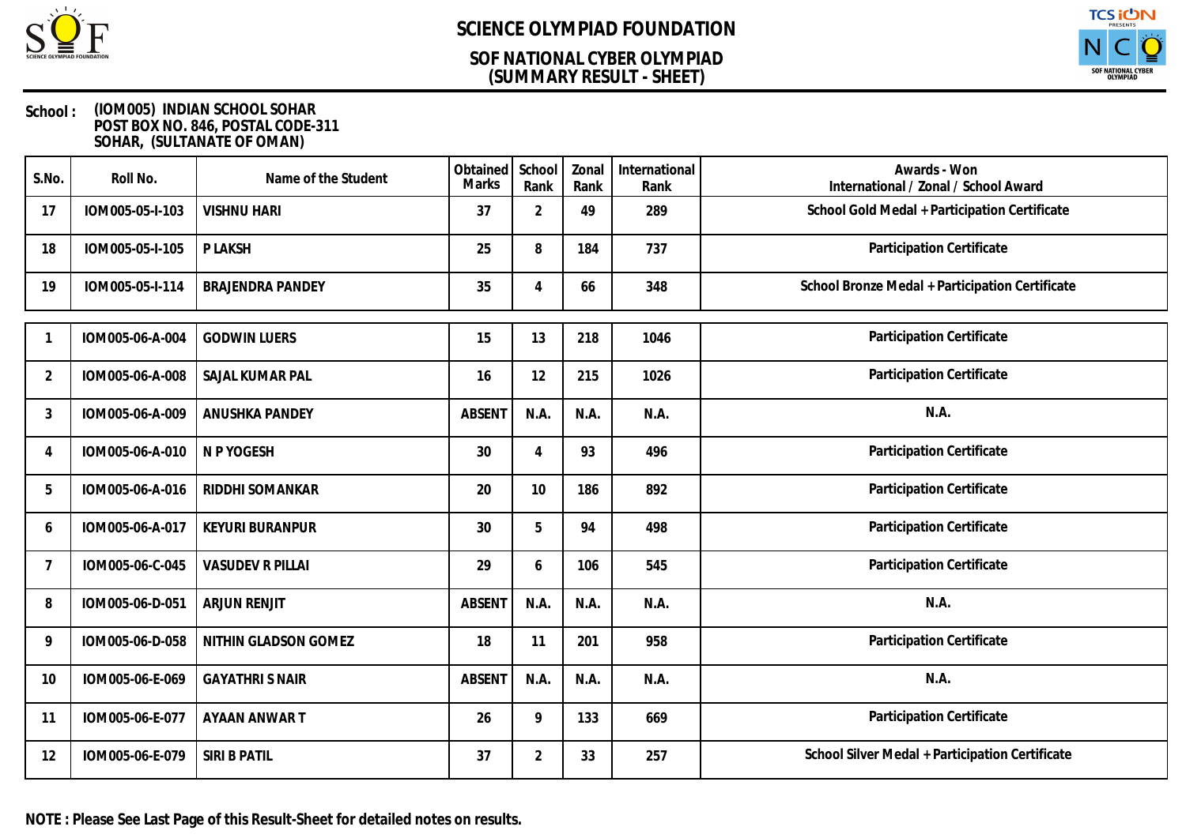# SCIENCE OLYMPIAD FOUNDATION

## SOF NATIONAL CYBER OLYMPIAD
## (SUMMARY RESULT - SHEET)

**School :** (IOM005) INDIAN SCHOOL SOHAR
POST BOX NO. 846, POSTAL CODE-311
SOHAR, (SULTANATE OF OMAN)

| S.No. | Roll No. | Name of the Student | Obtained Marks | School Rank | Zonal Rank | International Rank | Awards - Won International / Zonal / School Award |
|---|---|---|---|---|---|---|---|
| 17 | IOM005-05-I-103 | VISHNU HARI | 37 | 2 | 49 | 289 | School Gold Medal + Participation Certificate |
| 18 | IOM005-05-I-105 | P LAKSH | 25 | 8 | 184 | 737 | Participation Certificate |
| 19 | IOM005-05-I-114 | BRAJENDRA PANDEY | 35 | 4 | 66 | 348 | School Bronze Medal + Participation Certificate |

| S.No. | Roll No. | Name of the Student | Obtained Marks | School Rank | Zonal Rank | International Rank | Awards - Won International / Zonal / School Award |
|---|---|---|---|---|---|---|---|
| 1 | IOM005-06-A-004 | GODWIN LUERS | 15 | 13 | 218 | 1046 | Participation Certificate |
| 2 | IOM005-06-A-008 | SAJAL KUMAR PAL | 16 | 12 | 215 | 1026 | Participation Certificate |
| 3 | IOM005-06-A-009 | ANUSHKA PANDEY | ABSENT | N.A. | N.A. | N.A. | N.A. |
| 4 | IOM005-06-A-010 | N P YOGESH | 30 | 4 | 93 | 496 | Participation Certificate |
| 5 | IOM005-06-A-016 | RIDDHI SOMANKAR | 20 | 10 | 186 | 892 | Participation Certificate |
| 6 | IOM005-06-A-017 | KEYURI BURANPUR | 30 | 5 | 94 | 498 | Participation Certificate |
| 7 | IOM005-06-C-045 | VASUDEV R PILLAI | 29 | 6 | 106 | 545 | Participation Certificate |
| 8 | IOM005-06-D-051 | ARJUN RENJIT | ABSENT | N.A. | N.A. | N.A. | N.A. |
| 9 | IOM005-06-D-058 | NITHIN GLADSON GOMEZ | 18 | 11 | 201 | 958 | Participation Certificate |
| 10 | IOM005-06-E-069 | GAYATHRI S NAIR | ABSENT | N.A. | N.A. | N.A. | N.A. |
| 11 | IOM005-06-E-077 | AYAAN ANWAR T | 26 | 9 | 133 | 669 | Participation Certificate |
| 12 | IOM005-06-E-079 | SIRI B PATIL | 37 | 2 | 33 | 257 | School Silver Medal + Participation Certificate |

**NOTE : Please See Last Page of this Result-Sheet for detailed notes on results.**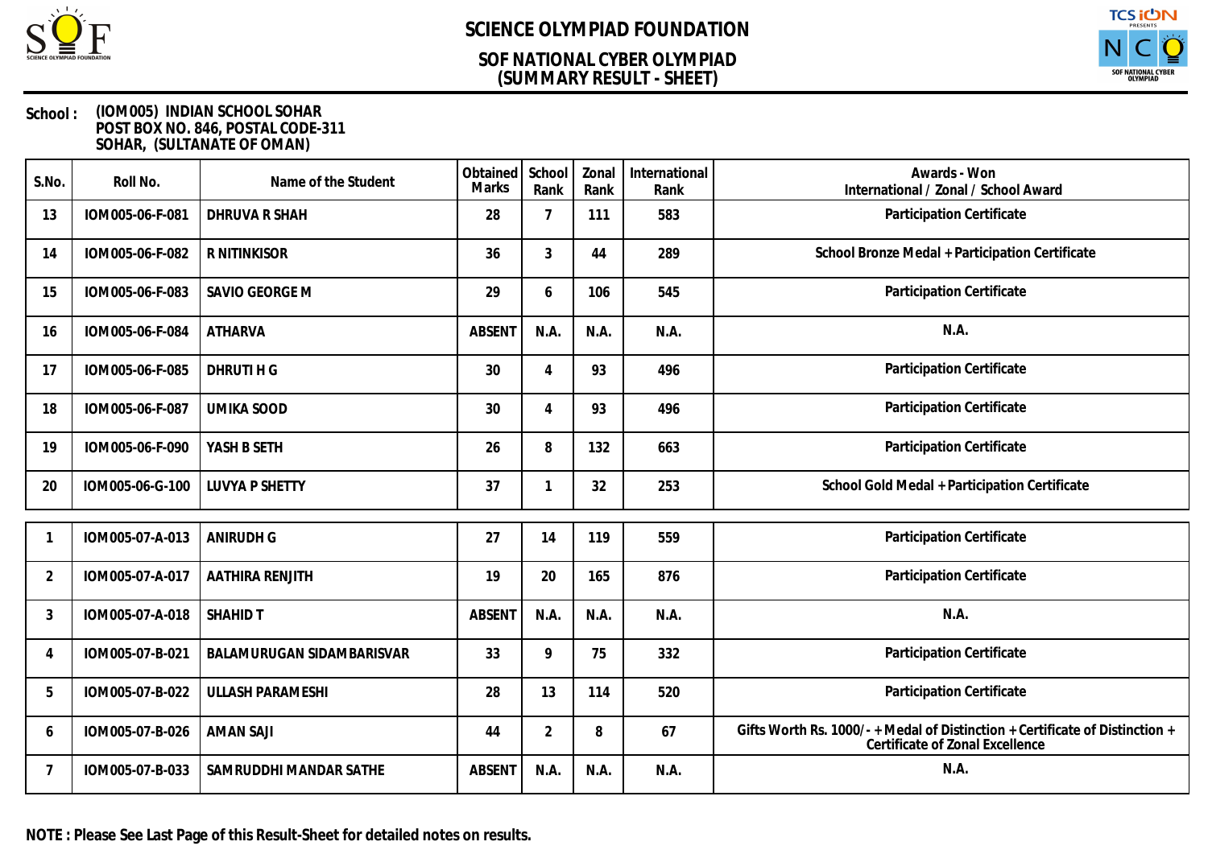# SCIENCE OLYMPIAD FOUNDATION

## SOF NATIONAL CYBER OLYMPIAD
## (SUMMARY RESULT - SHEET)

**School :** (IOM005) INDIAN SCHOOL SOHAR
POST BOX NO. 846, POSTAL CODE-311
SOHAR, (SULTANATE OF OMAN)

| S.No. | Roll No. | Name of the Student | Obtained Marks | School Rank | Zonal Rank | International Rank | Awards - Won International / Zonal / School Award |
|---|---|---|---|---|---|---|---|
| 13 | IOM005-06-F-081 | DHRUVA R SHAH | 28 | 7 | 111 | 583 | Participation Certificate |
| 14 | IOM005-06-F-082 | R NITINKISOR | 36 | 3 | 44 | 289 | School Bronze Medal + Participation Certificate |
| 15 | IOM005-06-F-083 | SAVIO GEORGE M | 29 | 6 | 106 | 545 | Participation Certificate |
| 16 | IOM005-06-F-084 | ATHARVA | ABSENT | N.A. | N.A. | N.A. | N.A. |
| 17 | IOM005-06-F-085 | DHRUTI H G | 30 | 4 | 93 | 496 | Participation Certificate |
| 18 | IOM005-06-F-087 | UMIKA SOOD | 30 | 4 | 93 | 496 | Participation Certificate |
| 19 | IOM005-06-F-090 | YASH B SETH | 26 | 8 | 132 | 663 | Participation Certificate |
| 20 | IOM005-06-G-100 | LUVYA P SHETTY | 37 | 1 | 32 | 253 | School Gold Medal + Participation Certificate |

| S.No. | Roll No. | Name of the Student | Obtained Marks | School Rank | Zonal Rank | International Rank | Awards - Won International / Zonal / School Award |
|---|---|---|---|---|---|---|---|
| 1 | IOM005-07-A-013 | ANIRUDH G | 27 | 14 | 119 | 559 | Participation Certificate |
| 2 | IOM005-07-A-017 | AATHIRA RENJITH | 19 | 20 | 165 | 876 | Participation Certificate |
| 3 | IOM005-07-A-018 | SHAHID T | ABSENT | N.A. | N.A. | N.A. | N.A. |
| 4 | IOM005-07-B-021 | BALAMURUGAN SIDAMBARISVAR | 33 | 9 | 75 | 332 | Participation Certificate |
| 5 | IOM005-07-B-022 | ULLASH PARAMESHI | 28 | 13 | 114 | 520 | Participation Certificate |
| 6 | IOM005-07-B-026 | AMAN SAJI | 44 | 2 | 8 | 67 | Gifts Worth Rs. 1000/- + Medal of Distinction + Certificate of Distinction + Certificate of Zonal Excellence |
| 7 | IOM005-07-B-033 | SAMRUDDHI MANDAR SATHE | ABSENT | N.A. | N.A. | N.A. | N.A. |

**NOTE : Please See Last Page of this Result-Sheet for detailed notes on results.**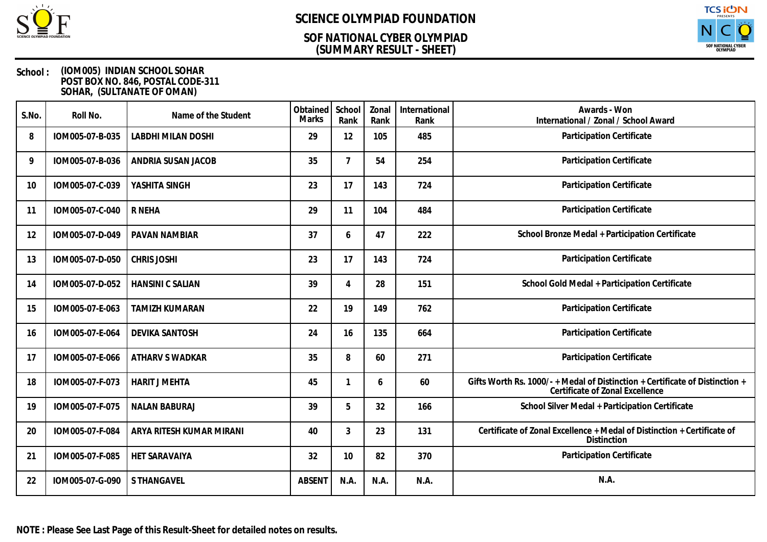# SCIENCE OLYMPIAD FOUNDATION

## SOF NATIONAL CYBER OLYMPIAD
## (SUMMARY RESULT - SHEET)

**School :** (IOM005) INDIAN SCHOOL SOHAR
POST BOX NO. 846, POSTAL CODE-311
SOHAR, (SULTANATE OF OMAN)

| S.No. | Roll No. | Name of the Student | Obtained Marks | School Rank | Zonal Rank | International Rank | Awards - Won International / Zonal / School Award |
|---|---|---|---|---|---|---|---|
| 8 | IOM005-07-B-035 | LABDHI MILAN DOSHI | 29 | 12 | 105 | 485 | Participation Certificate |
| 9 | IOM005-07-B-036 | ANDRIA SUSAN JACOB | 35 | 7 | 54 | 254 | Participation Certificate |
| 10 | IOM005-07-C-039 | YASHITA SINGH | 23 | 17 | 143 | 724 | Participation Certificate |
| 11 | IOM005-07-C-040 | R NEHA | 29 | 11 | 104 | 484 | Participation Certificate |
| 12 | IOM005-07-D-049 | PAVAN NAMBIAR | 37 | 6 | 47 | 222 | School Bronze Medal + Participation Certificate |
| 13 | IOM005-07-D-050 | CHRIS JOSHI | 23 | 17 | 143 | 724 | Participation Certificate |
| 14 | IOM005-07-D-052 | HANSINI C SALIAN | 39 | 4 | 28 | 151 | School Gold Medal + Participation Certificate |
| 15 | IOM005-07-E-063 | TAMIZH KUMARAN | 22 | 19 | 149 | 762 | Participation Certificate |
| 16 | IOM005-07-E-064 | DEVIKA SANTOSH | 24 | 16 | 135 | 664 | Participation Certificate |
| 17 | IOM005-07-E-066 | ATHARV S WADKAR | 35 | 8 | 60 | 271 | Participation Certificate |
| 18 | IOM005-07-F-073 | HARIT J MEHTA | 45 | 1 | 6 | 60 | Gifts Worth Rs. 1000/- + Medal of Distinction + Certificate of Distinction + Certificate of Zonal Excellence |
| 19 | IOM005-07-F-075 | NALAN BABURAJ | 39 | 5 | 32 | 166 | School Silver Medal + Participation Certificate |
| 20 | IOM005-07-F-084 | ARYA RITESH KUMAR MIRANI | 40 | 3 | 23 | 131 | Certificate of Zonal Excellence + Medal of Distinction + Certificate of Distinction |
| 21 | IOM005-07-F-085 | HET SARAVAIYA | 32 | 10 | 82 | 370 | Participation Certificate |
| 22 | IOM005-07-G-090 | S THANGAVEL | ABSENT | N.A. | N.A. | N.A. | N.A. |

**NOTE : Please See Last Page of this Result-Sheet for detailed notes on results.**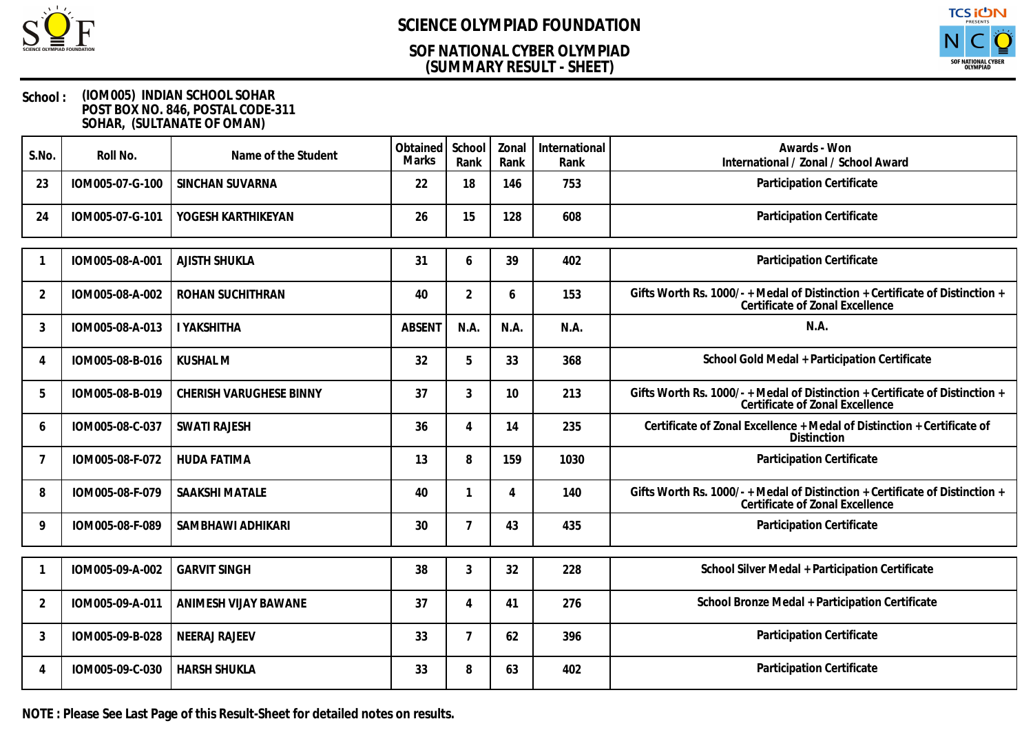# SCIENCE OLYMPIAD FOUNDATION

## SOF NATIONAL CYBER OLYMPIAD
## (SUMMARY RESULT - SHEET)

**School :** (IOM005) INDIAN SCHOOL SOHAR
POST BOX NO. 846, POSTAL CODE-311
SOHAR, (SULTANATE OF OMAN)

| S.No. | Roll No. | Name of the Student | Obtained Marks | School Rank | Zonal Rank | International Rank | Awards - Won International / Zonal / School Award |
|---|---|---|---|---|---|---|---|
| 23 | IOM005-07-G-100 | SINCHAN SUVARNA | 22 | 18 | 146 | 753 | Participation Certificate |
| 24 | IOM005-07-G-101 | YOGESH KARTHIKEYAN | 26 | 15 | 128 | 608 | Participation Certificate |
| 1 | IOM005-08-A-001 | AJISTH SHUKLA | 31 | 6 | 39 | 402 | Participation Certificate |
| 2 | IOM005-08-A-002 | ROHAN SUCHITHRAN | 40 | 2 | 6 | 153 | Gifts Worth Rs. 1000/- + Medal of Distinction + Certificate of Distinction + Certificate of Zonal Excellence |
| 3 | IOM005-08-A-013 | I YAKSHITHA | ABSENT | N.A. | N.A. | N.A. | N.A. |
| 4 | IOM005-08-B-016 | KUSHAL M | 32 | 5 | 33 | 368 | School Gold Medal + Participation Certificate |
| 5 | IOM005-08-B-019 | CHERISH VARUGHESE BINNY | 37 | 3 | 10 | 213 | Gifts Worth Rs. 1000/- + Medal of Distinction + Certificate of Distinction + Certificate of Zonal Excellence |
| 6 | IOM005-08-C-037 | SWATI RAJESH | 36 | 4 | 14 | 235 | Certificate of Zonal Excellence + Medal of Distinction + Certificate of Distinction |
| 7 | IOM005-08-F-072 | HUDA FATIMA | 13 | 8 | 159 | 1030 | Participation Certificate |
| 8 | IOM005-08-F-079 | SAAKSHI MATALE | 40 | 1 | 4 | 140 | Gifts Worth Rs. 1000/- + Medal of Distinction + Certificate of Distinction + Certificate of Zonal Excellence |
| 9 | IOM005-08-F-089 | SAMBHAWI ADHIKARI | 30 | 7 | 43 | 435 | Participation Certificate |
| 1 | IOM005-09-A-002 | GARVIT SINGH | 38 | 3 | 32 | 228 | School Silver Medal + Participation Certificate |
| 2 | IOM005-09-A-011 | ANIMESH VIJAY BAWANE | 37 | 4 | 41 | 276 | School Bronze Medal + Participation Certificate |
| 3 | IOM005-09-B-028 | NEERAJ RAJEEV | 33 | 7 | 62 | 396 | Participation Certificate |
| 4 | IOM005-09-C-030 | HARSH SHUKLA | 33 | 8 | 63 | 402 | Participation Certificate |

**NOTE : Please See Last Page of this Result-Sheet for detailed notes on results.**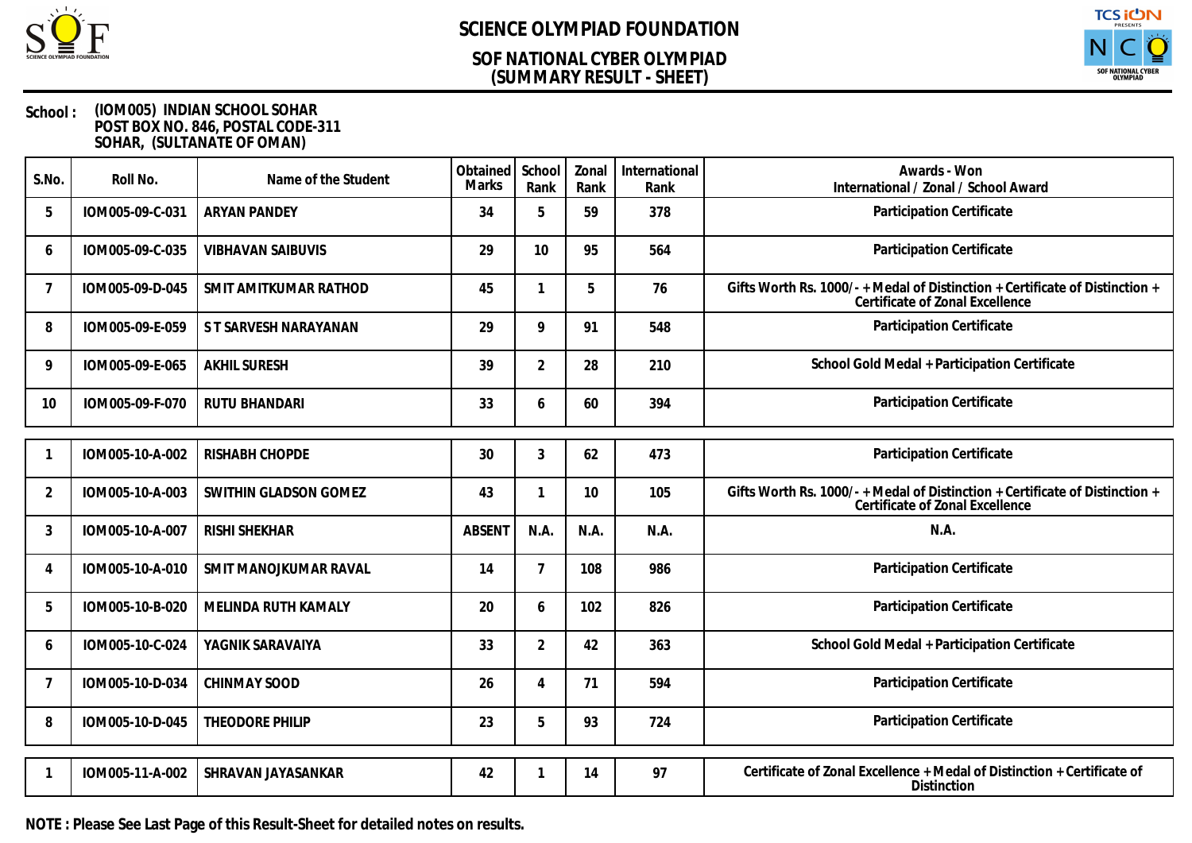# SCIENCE OLYMPIAD FOUNDATION

## SOF NATIONAL CYBER OLYMPIAD
## (SUMMARY RESULT - SHEET)

**School :** (IOM005) INDIAN SCHOOL SOHAR
POST BOX NO. 846, POSTAL CODE-311
SOHAR, (SULTANATE OF OMAN)

| S.No. | Roll No. | Name of the Student | Obtained Marks | School Rank | Zonal Rank | International Rank | Awards - Won International / Zonal / School Award |
|---|---|---|---|---|---|---|---|
| 5 | IOM005-09-C-031 | ARYAN PANDEY | 34 | 5 | 59 | 378 | Participation Certificate |
| 6 | IOM005-09-C-035 | VIBHAVAN SAIBUVIS | 29 | 10 | 95 | 564 | Participation Certificate |
| 7 | IOM005-09-D-045 | SMIT AMITKUMAR RATHOD | 45 | 1 | 5 | 76 | Gifts Worth Rs. 1000/- + Medal of Distinction + Certificate of Distinction + Certificate of Zonal Excellence |
| 8 | IOM005-09-E-059 | S T SARVESH NARAYANAN | 29 | 9 | 91 | 548 | Participation Certificate |
| 9 | IOM005-09-E-065 | AKHIL SURESH | 39 | 2 | 28 | 210 | School Gold Medal + Participation Certificate |
| 10 | IOM005-09-F-070 | RUTU BHANDARI | 33 | 6 | 60 | 394 | Participation Certificate |
| 1 | IOM005-10-A-002 | RISHABH CHOPDE | 30 | 3 | 62 | 473 | Participation Certificate |
| 2 | IOM005-10-A-003 | SWITHIN GLADSON GOMEZ | 43 | 1 | 10 | 105 | Gifts Worth Rs. 1000/- + Medal of Distinction + Certificate of Distinction + Certificate of Zonal Excellence |
| 3 | IOM005-10-A-007 | RISHI SHEKHAR | ABSENT | N.A. | N.A. | N.A. | N.A. |
| 4 | IOM005-10-A-010 | SMIT MANOJKUMAR RAVAL | 14 | 7 | 108 | 986 | Participation Certificate |
| 5 | IOM005-10-B-020 | MELINDA RUTH KAMALY | 20 | 6 | 102 | 826 | Participation Certificate |
| 6 | IOM005-10-C-024 | YAGNIK SARAVAIYA | 33 | 2 | 42 | 363 | School Gold Medal + Participation Certificate |
| 7 | IOM005-10-D-034 | CHINMAY SOOD | 26 | 4 | 71 | 594 | Participation Certificate |
| 8 | IOM005-10-D-045 | THEODORE PHILIP | 23 | 5 | 93 | 724 | Participation Certificate |
| 1 | IOM005-11-A-002 | SHRAVAN JAYASANKAR | 42 | 1 | 14 | 97 | Certificate of Zonal Excellence + Medal of Distinction + Certificate of Distinction |

**NOTE : Please See Last Page of this Result-Sheet for detailed notes on results.**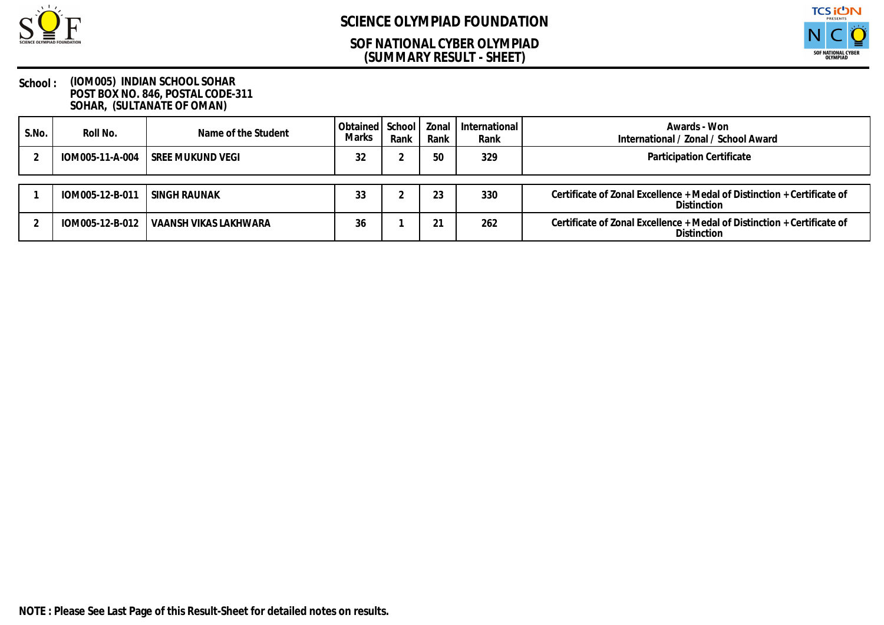# SCIENCE OLYMPIAD FOUNDATION

## SOF NATIONAL CYBER OLYMPIAD
## (SUMMARY RESULT - SHEET)

**School :** (IOM005) INDIAN SCHOOL SOHAR
POST BOX NO. 846, POSTAL CODE-311
SOHAR, (SULTANATE OF OMAN)

| S.No. | Roll No. | Name of the Student | Obtained Marks | School Rank | Zonal Rank | International Rank | Awards - Won International / Zonal / School Award |
|---|---|---|---|---|---|---|---|
| 2 | IOM005-11-A-004 | SREE MUKUND VEGI | 32 | 2 | 50 | 329 | Participation Certificate |
| 1 | IOM005-12-B-011 | SINGH RAUNAK | 33 | 2 | 23 | 330 | Certificate of Zonal Excellence + Medal of Distinction + Certificate of Distinction |
| 2 | IOM005-12-B-012 | VAANSH VIKAS LAKHWARA | 36 | 1 | 21 | 262 | Certificate of Zonal Excellence + Medal of Distinction + Certificate of Distinction |

**NOTE : Please See Last Page of this Result-Sheet for detailed notes on results.**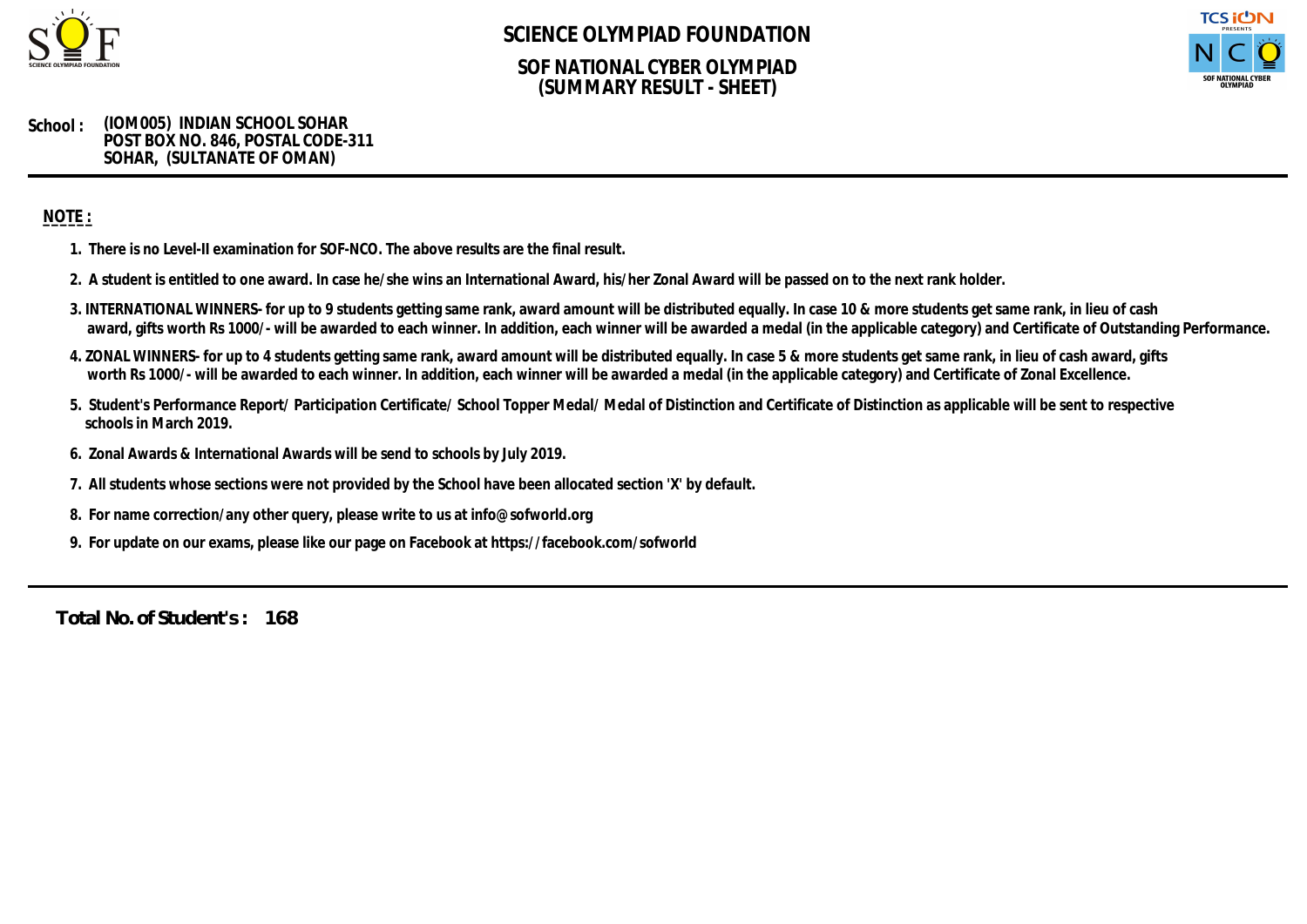# SCIENCE OLYMPIAD FOUNDATION

## SOF NATIONAL CYBER OLYMPIAD
## (SUMMARY RESULT - SHEET)

**School :** **(IOM005) INDIAN SCHOOL SOHAR**
**POST BOX NO. 846, POSTAL CODE-311**
**SOHAR, (SULTANATE OF OMAN)**

---

**NOTE :**

1. There is no Level-II examination for SOF-NCO. The above results are the final result.
2. A student is entitled to one award. In case he/she wins an International Award, his/her Zonal Award will be passed on to the next rank holder.
3. INTERNATIONAL WINNERS- for up to 9 students getting same rank, award amount will be distributed equally. In case 10 & more students get same rank, in lieu of cash award, gifts worth Rs 1000/- will be awarded to each winner. In addition, each winner will be awarded a medal (in the applicable category) and Certificate of Outstanding Performance.
4. ZONAL WINNERS- for up to 4 students getting same rank, award amount will be distributed equally. In case 5 & more students get same rank, in lieu of cash award, gifts worth Rs 1000/- will be awarded to each winner. In addition, each winner will be awarded a medal (in the applicable category) and Certificate of Zonal Excellence.
5. Student's Performance Report/ Participation Certificate/ School Topper Medal/ Medal of Distinction and Certificate of Distinction as applicable will be sent to respective schools in March 2019.
6. Zonal Awards & International Awards will be send to schools by July 2019.
7. All students whose sections were not provided by the School have been allocated section 'X' by default.
8. For name correction/any other query, please write to us at info@sofworld.org
9. For update on our exams, please like our page on Facebook at https://facebook.com/sofworld

---

**Total No. of Student's : 168**